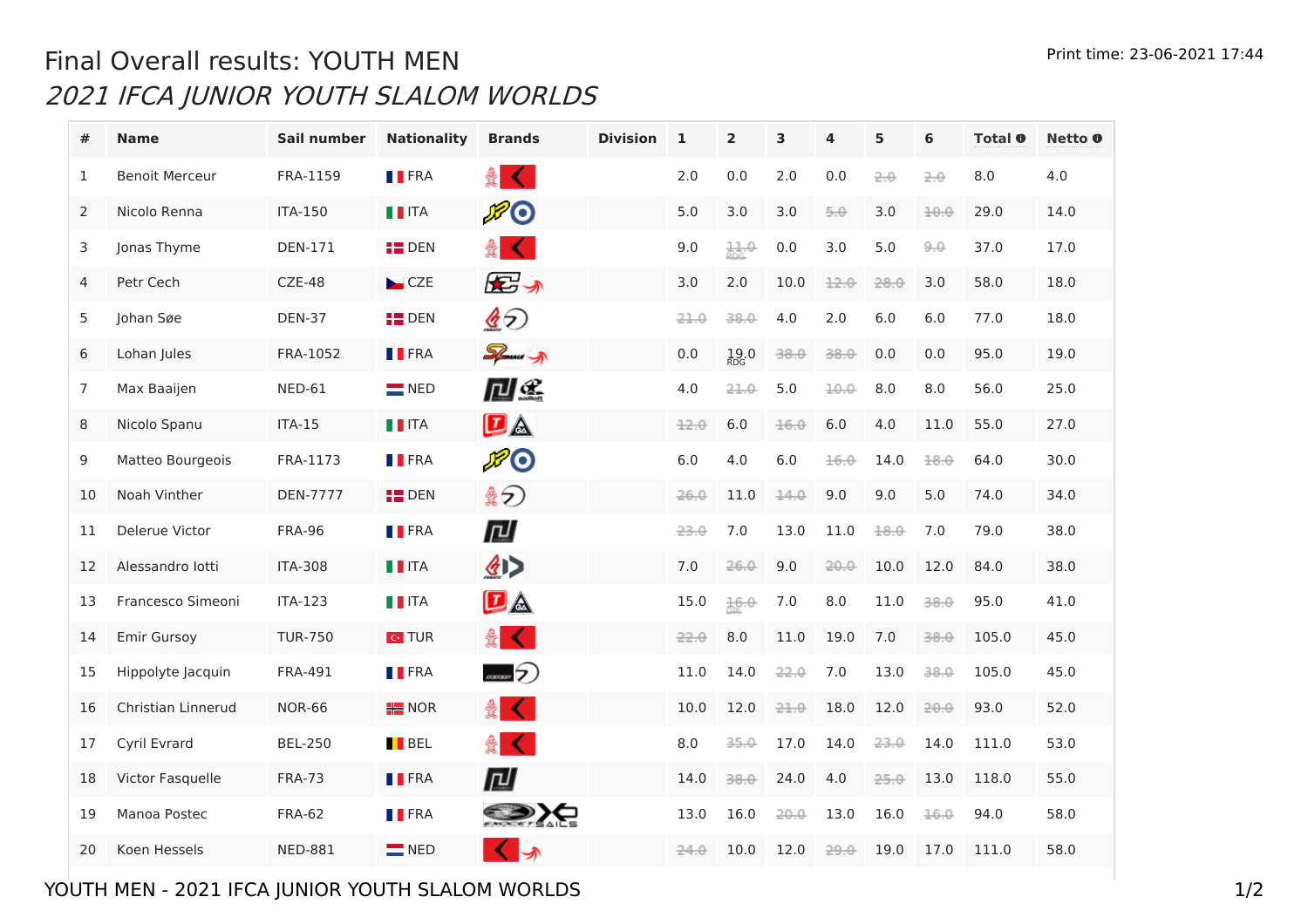# Final Overall results: YOUTH MEN

## *2021 IFCA JUNIOR YOUTH SLALOM WORLDS*

Print time: 23-06-2021 17:44

| # | Name | Sail number | Nationality | Brands | Division | 1 | 2 | 3 | 4 | 5 | 6 | Total | Netto |
|---|---|---|---|---|---|---|---|---|---|---|---|---|---|
| 1 | Benoit Merceur | FRA-1159 | FRA | | | 2.0 | 0.0 | 2.0 | 0.0 | ~~2.0~~ | ~~2.0~~ | 8.0 | 4.0 |
| 2 | Nicolo Renna | ITA-150 | ITA | | | 5.0 | 3.0 | 3.0 | ~~5.0~~ | 3.0 | ~~10.0~~ | 29.0 | 14.0 |
| 3 | Jonas Thyme | DEN-171 | DEN | | | 9.0 | ~~11.0~~ RDG | 0.0 | 3.0 | 5.0 | ~~9.0~~ | 37.0 | 17.0 |
| 4 | Petr Cech | CZE-48 | CZE | | | 3.0 | 2.0 | 10.0 | ~~12.0~~ | ~~28.0~~ | 3.0 | 58.0 | 18.0 |
| 5 | Johan Søe | DEN-37 | DEN | | | ~~21.0~~ | ~~38.0~~ | 4.0 | 2.0 | 6.0 | 6.0 | 77.0 | 18.0 |
| 6 | Lohan Jules | FRA-1052 | FRA | | | 0.0 | 19.0 RDG | ~~38.0~~ | ~~38.0~~ | 0.0 | 0.0 | 95.0 | 19.0 |
| 7 | Max Baaijen | NED-61 | NED | | | 4.0 | ~~21.0~~ | 5.0 | ~~10.0~~ | 8.0 | 8.0 | 56.0 | 25.0 |
| 8 | Nicolo Spanu | ITA-15 | ITA | | | ~~12.0~~ | 6.0 | ~~16.0~~ | 6.0 | 4.0 | 11.0 | 55.0 | 27.0 |
| 9 | Matteo Bourgeois | FRA-1173 | FRA | | | 6.0 | 4.0 | 6.0 | ~~16.0~~ | 14.0 | ~~18.0~~ | 64.0 | 30.0 |
| 10 | Noah Vinther | DEN-7777 | DEN | | | ~~26.0~~ | 11.0 | ~~14.0~~ | 9.0 | 9.0 | 5.0 | 74.0 | 34.0 |
| 11 | Delerue Victor | FRA-96 | FRA | | | ~~23.0~~ | 7.0 | 13.0 | 11.0 | ~~18.0~~ | 7.0 | 79.0 | 38.0 |
| 12 | Alessandro Iotti | ITA-308 | ITA | | | 7.0 | ~~26.0~~ | 9.0 | ~~20.0~~ | 10.0 | 12.0 | 84.0 | 38.0 |
| 13 | Francesco Simeoni | ITA-123 | ITA | | | 15.0 | ~~16.0~~ DPI | 7.0 | 8.0 | 11.0 | ~~38.0~~ | 95.0 | 41.0 |
| 14 | Emir Gursoy | TUR-750 | TUR | | | ~~22.0~~ | 8.0 | 11.0 | 19.0 | 7.0 | ~~38.0~~ | 105.0 | 45.0 |
| 15 | Hippolyte Jacquin | FRA-491 | FRA | | | 11.0 | 14.0 | ~~22.0~~ | 7.0 | 13.0 | ~~38.0~~ | 105.0 | 45.0 |
| 16 | Christian Linnerud | NOR-66 | NOR | | | 10.0 | 12.0 | ~~21.0~~ | 18.0 | 12.0 | ~~20.0~~ | 93.0 | 52.0 |
| 17 | Cyril Evrard | BEL-250 | BEL | | | 8.0 | ~~35.0~~ | 17.0 | 14.0 | ~~23.0~~ | 14.0 | 111.0 | 53.0 |
| 18 | Victor Fasquelle | FRA-73 | FRA | | | 14.0 | ~~38.0~~ | 24.0 | 4.0 | ~~25.0~~ | 13.0 | 118.0 | 55.0 |
| 19 | Manoa Postec | FRA-62 | FRA | | | 13.0 | 16.0 | ~~20.0~~ | 13.0 | 16.0 | ~~16.0~~ | 94.0 | 58.0 |
| 20 | Koen Hessels | NED-881 | NED | | | ~~24.0~~ | 10.0 | 12.0 | ~~29.0~~ | 19.0 | 17.0 | 111.0 | 58.0 |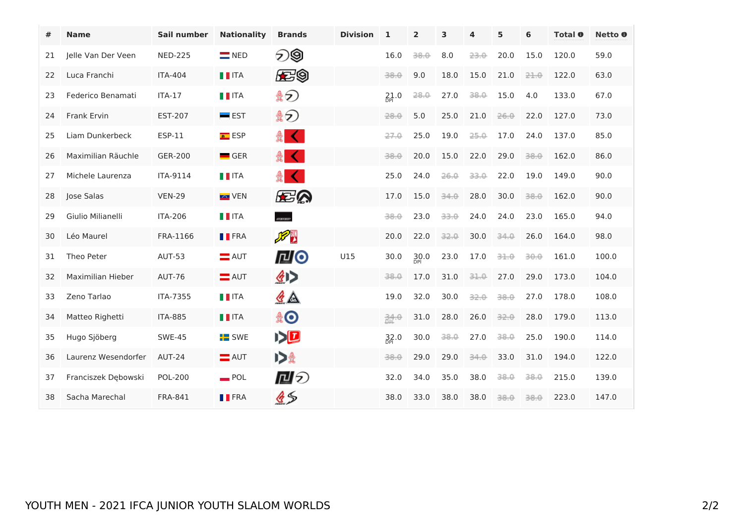| # | Name | Sail number | Nationality | Brands | Division | 1 | 2 | 3 | 4 | 5 | 6 | Total | Netto |
|---|---|---|---|---|---|---|---|---|---|---|---|---|---|
| 21 | Jelle Van Der Veen | NED-225 | NED | | | 16.0 | ~~38.0~~ | 8.0 | ~~23.0~~ | 20.0 | 15.0 | 120.0 | 59.0 |
| 22 | Luca Franchi | ITA-404 | ITA | | | ~~38.0~~ | 9.0 | 18.0 | 15.0 | 21.0 | ~~21.0~~ | 122.0 | 63.0 |
| 23 | Federico Benamati | ITA-17 | ITA | | | 21.0 DPI | ~~28.0~~ | 27.0 | ~~38.0~~ | 15.0 | 4.0 | 133.0 | 67.0 |
| 24 | Frank Ervin | EST-207 | EST | | | ~~28.0~~ | 5.0 | 25.0 | 21.0 | ~~26.0~~ | 22.0 | 127.0 | 73.0 |
| 25 | Liam Dunkerbeck | ESP-11 | ESP | | | ~~27.0~~ | 25.0 | 19.0 | ~~25.0~~ | 17.0 | 24.0 | 137.0 | 85.0 |
| 26 | Maximilian Räuchle | GER-200 | GER | | | ~~38.0~~ | 20.0 | 15.0 | 22.0 | 29.0 | ~~38.0~~ | 162.0 | 86.0 |
| 27 | Michele Laurenza | ITA-9114 | ITA | | | 25.0 | 24.0 | ~~26.0~~ | ~~33.0~~ | 22.0 | 19.0 | 149.0 | 90.0 |
| 28 | Jose Salas | VEN-29 | VEN | | | 17.0 | 15.0 | ~~34.0~~ | 28.0 | 30.0 | ~~38.0~~ | 162.0 | 90.0 |
| 29 | Giulio Milianelli | ITA-206 | ITA | | | ~~38.0~~ | 23.0 | ~~33.0~~ | 24.0 | 24.0 | 23.0 | 165.0 | 94.0 |
| 30 | Léo Maurel | FRA-1166 | FRA | | | 20.0 | 22.0 | ~~32.0~~ | 30.0 | ~~34.0~~ | 26.0 | 164.0 | 98.0 |
| 31 | Theo Peter | AUT-53 | AUT | | U15 | 30.0 | 30.0 DPI | 23.0 | 17.0 | ~~31.0~~ | ~~30.0~~ | 161.0 | 100.0 |
| 32 | Maximilian Hieber | AUT-76 | AUT | | | ~~38.0~~ | 17.0 | 31.0 | ~~31.0~~ | 27.0 | 29.0 | 173.0 | 104.0 |
| 33 | Zeno Tarlao | ITA-7355 | ITA | | | 19.0 | 32.0 | 30.0 | ~~32.0~~ | ~~38.0~~ | 27.0 | 178.0 | 108.0 |
| 34 | Matteo Righetti | ITA-885 | ITA | | | ~~34.0 DPI~~ | 31.0 | 28.0 | 26.0 | ~~32.0~~ | 28.0 | 179.0 | 113.0 |
| 35 | Hugo Sjöberg | SWE-45 | SWE | | | 32.0 DPI | 30.0 | ~~38.0~~ | 27.0 | ~~38.0~~ | 25.0 | 190.0 | 114.0 |
| 36 | Laurenz Wesendorfer | AUT-24 | AUT | | | ~~38.0~~ | 29.0 | 29.0 | ~~34.0~~ | 33.0 | 31.0 | 194.0 | 122.0 |
| 37 | Franciszek Dębowski | POL-200 | POL | | | 32.0 | 34.0 | 35.0 | 38.0 | ~~38.0~~ | ~~38.0~~ | 215.0 | 139.0 |
| 38 | Sacha Marechal | FRA-841 | FRA | | | 38.0 | 33.0 | 38.0 | 38.0 | ~~38.0~~ | ~~38.0~~ | 223.0 | 147.0 |